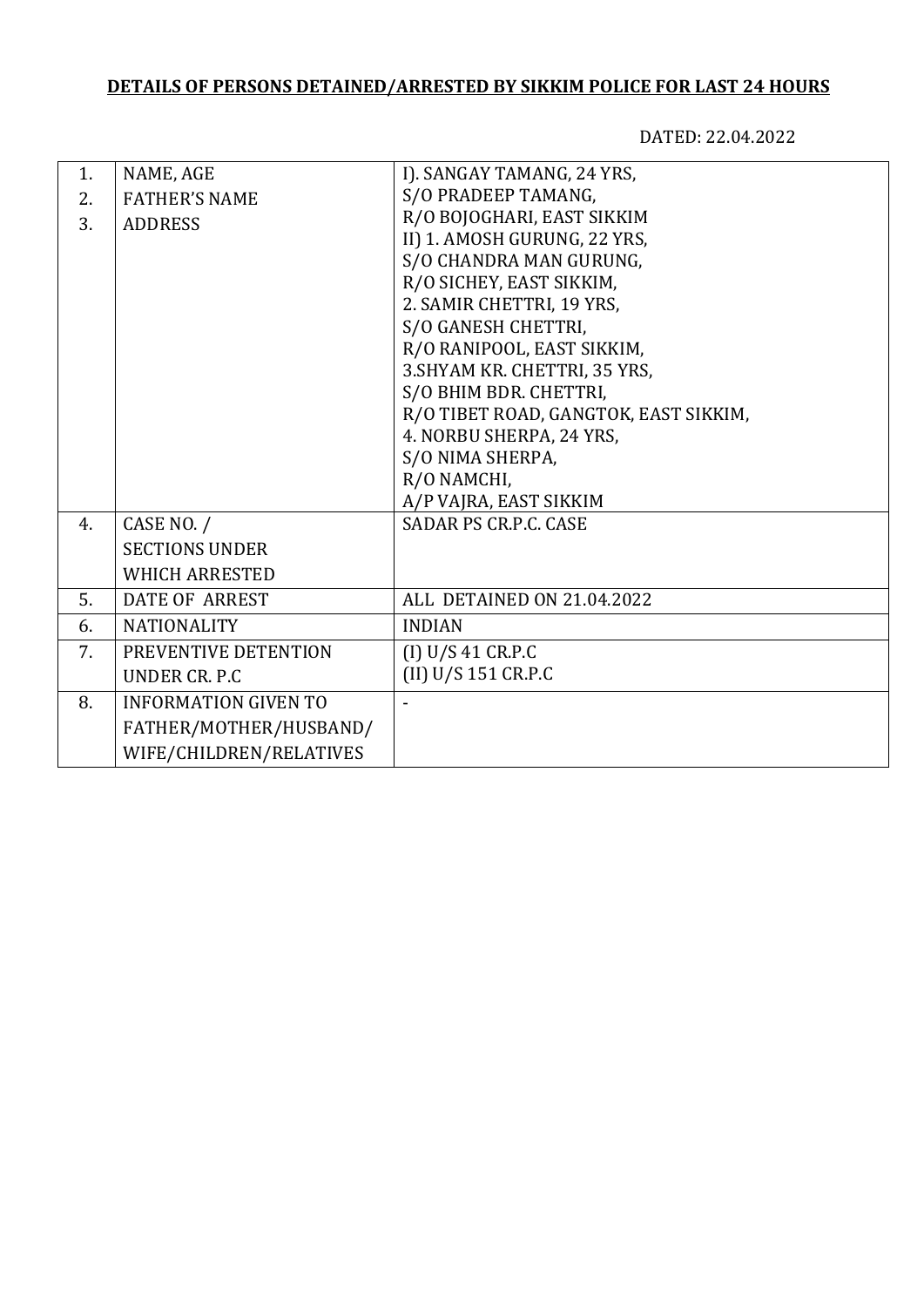**DETAILS OF PERSONS DETAINED/ARRESTED BY SIKKIM POLICE FOR LAST 24 HOURS**

DATED: 22.04.2022

| | | |
|---|---|---|
| 1.<br>2.<br>3. | NAME, AGE<br>FATHER'S NAME<br>ADDRESS | I). SANGAY TAMANG, 24 YRS,<br>S/O PRADEEP TAMANG,<br>R/O BOJOGHARI, EAST SIKKIM<br>II) 1. AMOSH GURUNG, 22 YRS,<br>S/O CHANDRA MAN GURUNG,<br>R/O SICHEY, EAST SIKKIM,<br>2. SAMIR CHETTRI, 19 YRS,<br>S/O GANESH CHETTRI,<br>R/O RANIPOOL, EAST SIKKIM,<br>3.SHYAM KR. CHETTRI, 35 YRS,<br>S/O BHIM BDR. CHETTRI,<br>R/O TIBET ROAD, GANGTOK, EAST SIKKIM,<br>4. NORBU SHERPA, 24 YRS,<br>S/O NIMA SHERPA,<br>R/O NAMCHI,<br>A/P VAJRA, EAST SIKKIM |
| 4. | CASE NO. /<br>SECTIONS UNDER<br>WHICH ARRESTED | SADAR PS CR.P.C. CASE |
| 5. | DATE OF ARREST | ALL DETAINED ON 21.04.2022 |
| 6. | NATIONALITY | INDIAN |
| 7. | PREVENTIVE DETENTION<br>UNDER CR. P.C | (I) U/S 41 CR.P.C<br>(II) U/S 151 CR.P.C |
| 8. | INFORMATION GIVEN TO<br>FATHER/MOTHER/HUSBAND/<br>WIFE/CHILDREN/RELATIVES | - |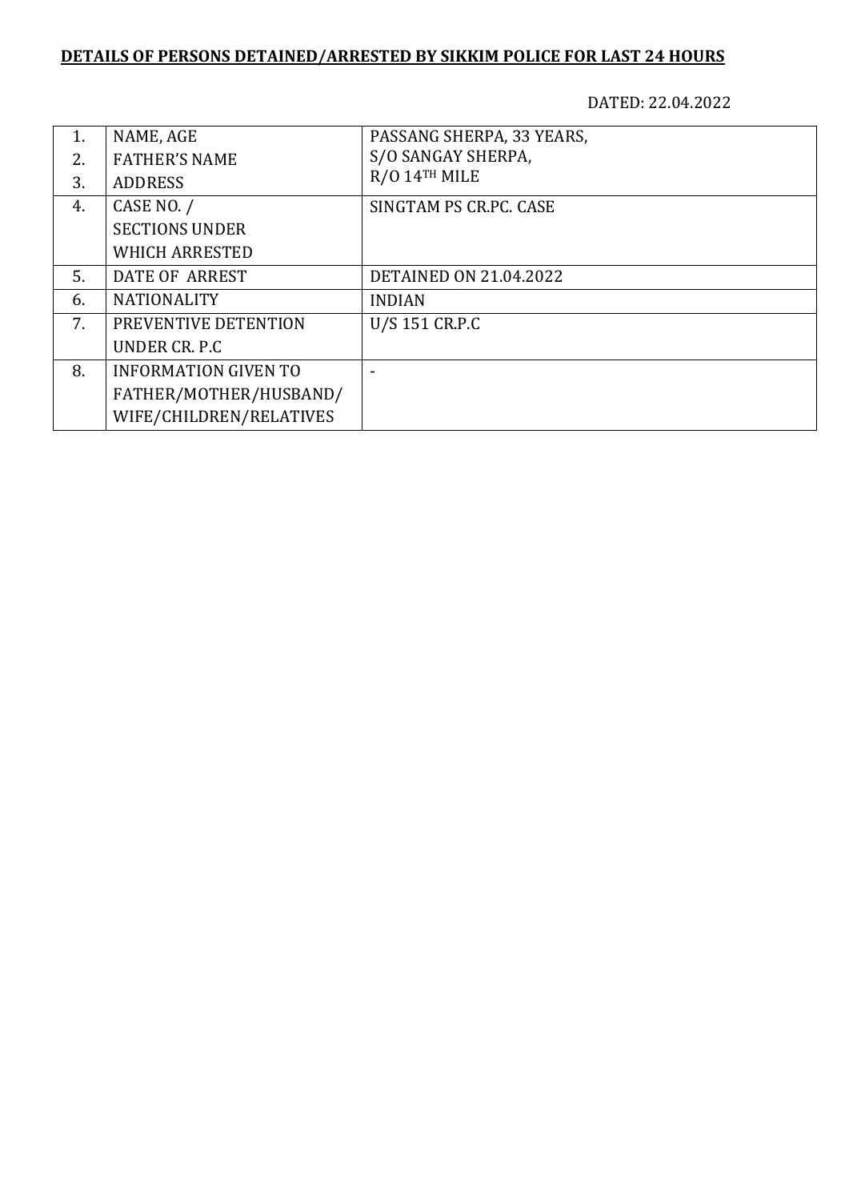**DETAILS OF PERSONS DETAINED/ARRESTED BY SIKKIM POLICE FOR LAST 24 HOURS**

DATED: 22.04.2022

| | | |
|---|---|---|
| 1.<br>2.<br>3. | NAME, AGE<br>FATHER'S NAME<br>ADDRESS | PASSANG SHERPA, 33 YEARS,<br>S/O SANGAY SHERPA,<br>R/O 14TH MILE |
| 4. | CASE NO. /<br>SECTIONS UNDER<br>WHICH ARRESTED | SINGTAM PS CR.PC. CASE |
| 5. | DATE OF ARREST | DETAINED ON 21.04.2022 |
| 6. | NATIONALITY | INDIAN |
| 7. | PREVENTIVE DETENTION<br>UNDER CR. P.C | U/S 151 CR.P.C |
| 8. | INFORMATION GIVEN TO<br>FATHER/MOTHER/HUSBAND/<br>WIFE/CHILDREN/RELATIVES | - |